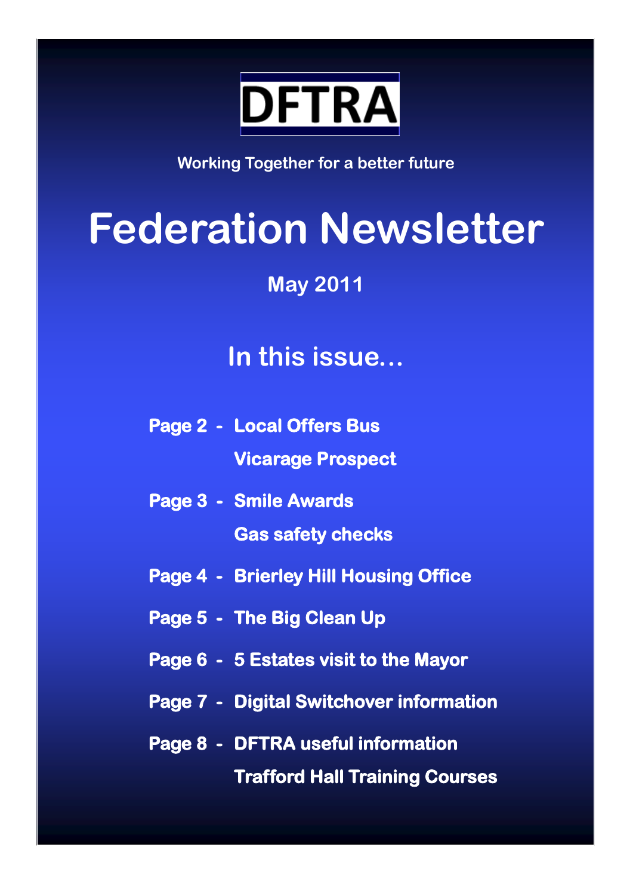DFTRA

Working Together for a better future

# Federation Newsletter

## May 2011

## In this issue...

**Page 2 - Local Offers Bus**

**Vicarage Prospect**

**Page 3 - Smile Awards**

**Gas safety checks**

**Page 4 - Brierley Hill Housing Office**

**Page 5 - The Big Clean Up**

**Page 6 - 5 Estates visit to the Mayor**

**Page 7 - Digital Switchover information**

**Page 8 - DFTRA useful information**

**Trafford Hall Training Courses**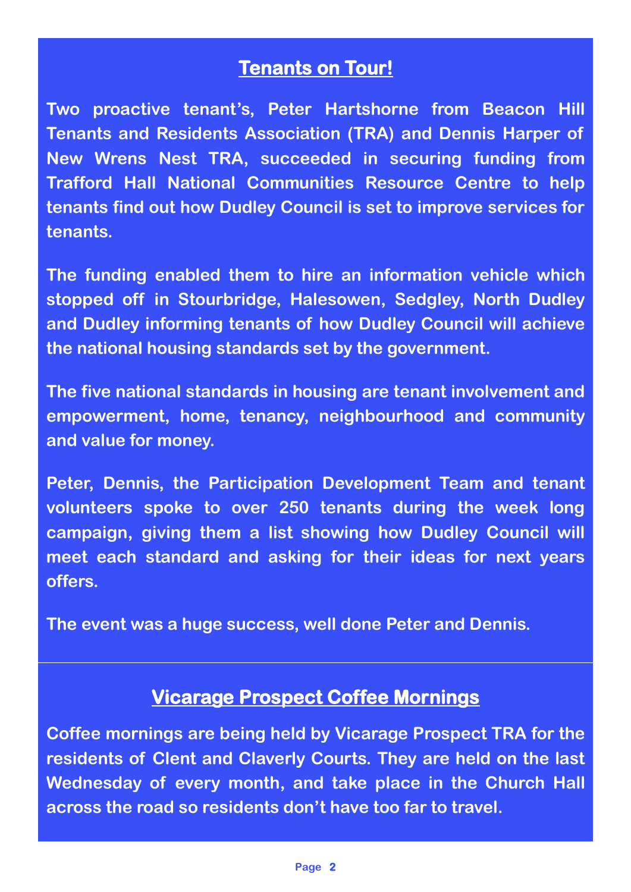## Tenants on Tour!

**Two proactive tenant's, Peter Hartshorne from Beacon Hill Tenants and Residents Association (TRA) and Dennis Harper of New Wrens Nest TRA, succeeded in securing funding from Trafford Hall National Communities Resource Centre to help tenants find out how Dudley Council is set to improve services for tenants.**

**The funding enabled them to hire an information vehicle which stopped off in Stourbridge, Halesowen, Sedgley, North Dudley and Dudley informing tenants of how Dudley Council will achieve the national housing standards set by the government.**

**The five national standards in housing are tenant involvement and empowerment, home, tenancy, neighbourhood and community and value for money.**

**Peter, Dennis, the Participation Development Team and tenant volunteers spoke to over 250 tenants during the week long campaign, giving them a list showing how Dudley Council will meet each standard and asking for their ideas for next years offers.**

**The event was a huge success, well done Peter and Dennis.**

## Vicarage Prospect Coffee Mornings

**Coffee mornings are being held by Vicarage Prospect TRA for the residents of Clent and Claverly Courts. They are held on the last Wednesday of every month, and take place in the Church Hall across the road so residents don't have too far to travel.**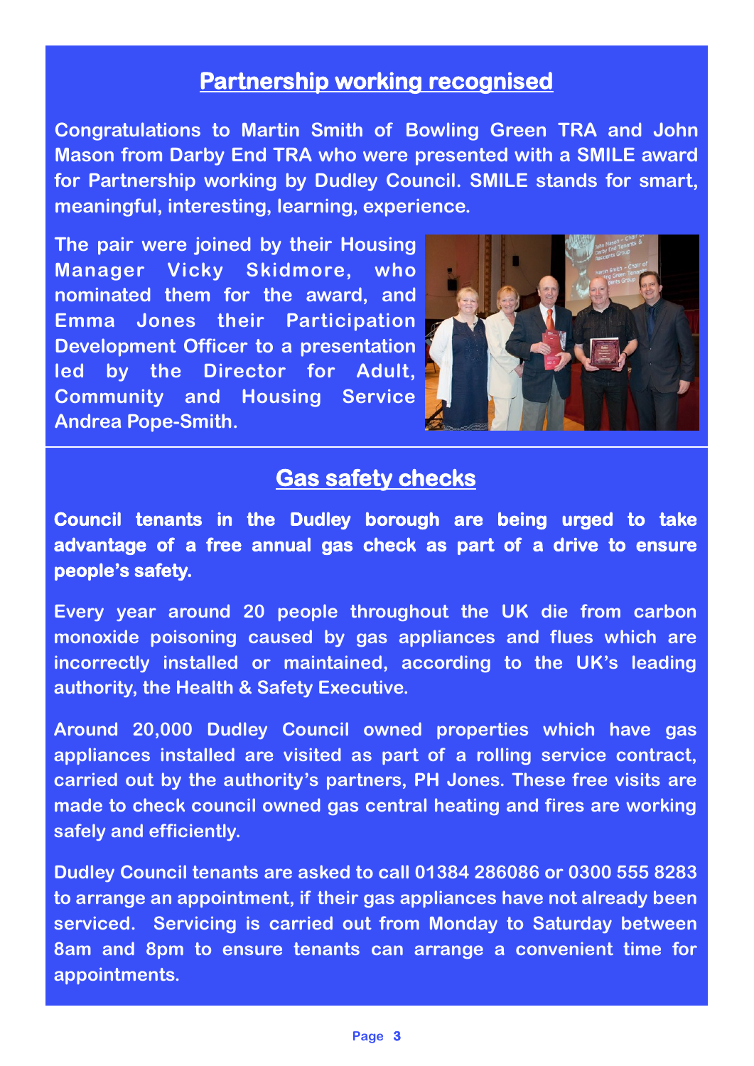## Partnership working recognised

**Congratulations to Martin Smith of Bowling Green TRA and John Mason from Darby End TRA who were presented with a SMILE award for Partnership working by Dudley Council. SMILE stands for smart, meaningful, interesting, learning, experience.**

**The pair were joined by their Housing Manager Vicky Skidmore, who nominated them for the award, and Emma Jones their Participation Development Officer to a presentation led by the Director for Adult, Community and Housing Service Andrea Pope-Smith.**

## Gas safety checks

**Council tenants in the Dudley borough are being urged to take advantage of a free annual gas check as part of a drive to ensure people's safety.**

**Every year around 20 people throughout the UK die from carbon monoxide poisoning caused by gas appliances and flues which are incorrectly installed or maintained, according to the UK's leading authority, the Health & Safety Executive.**

**Around 20,000 Dudley Council owned properties which have gas appliances installed are visited as part of a rolling service contract, carried out by the authority's partners, PH Jones. These free visits are made to check council owned gas central heating and fires are working safely and efficiently.**

**Dudley Council tenants are asked to call 01384 286086 or 0300 555 8283 to arrange an appointment, if their gas appliances have not already been serviced. Servicing is carried out from Monday to Saturday between 8am and 8pm to ensure tenants can arrange a convenient time for appointments.**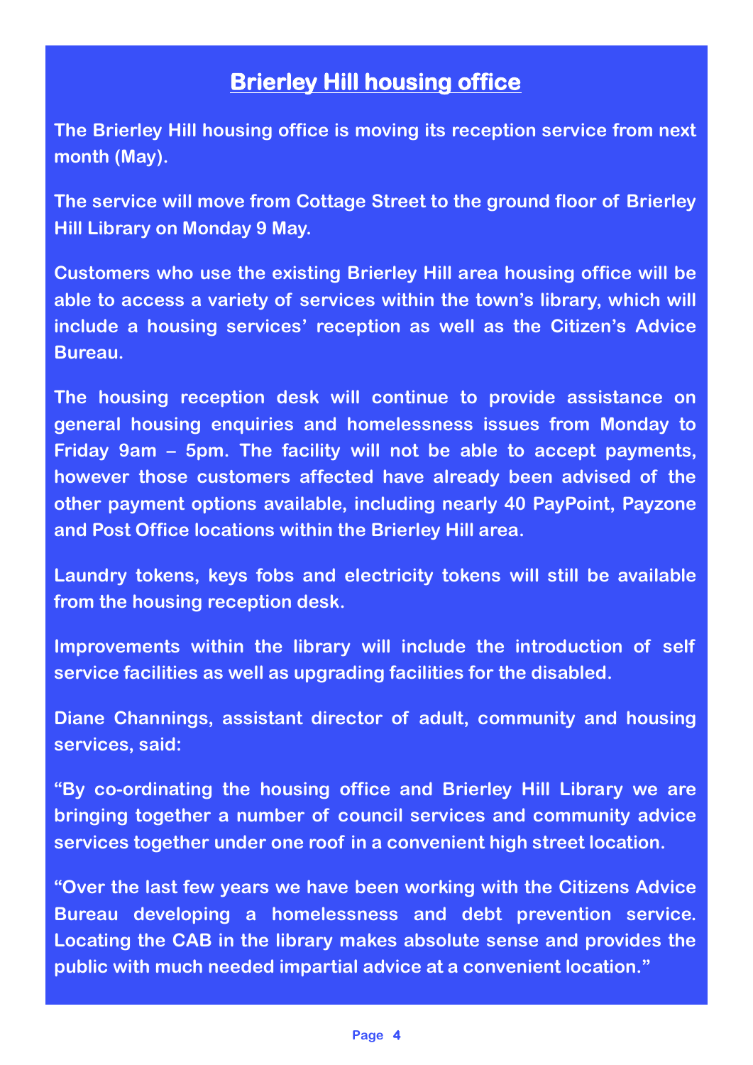## Brierley Hill housing office

The Brierley Hill housing office is moving its reception service from next month (May).

The service will move from Cottage Street to the ground floor of Brierley Hill Library on Monday 9 May.

Customers who use the existing Brierley Hill area housing office will be able to access a variety of services within the town's library, which will include a housing services' reception as well as the Citizen's Advice Bureau.

The housing reception desk will continue to provide assistance on general housing enquiries and homelessness issues from Monday to Friday 9am – 5pm. The facility will not be able to accept payments, however those customers affected have already been advised of the other payment options available, including nearly 40 PayPoint, Payzone and Post Office locations within the Brierley Hill area.

Laundry tokens, keys fobs and electricity tokens will still be available from the housing reception desk.

Improvements within the library will include the introduction of self service facilities as well as upgrading facilities for the disabled.

Diane Channings, assistant director of adult, community and housing services, said:

"By co-ordinating the housing office and Brierley Hill Library we are bringing together a number of council services and community advice services together under one roof in a convenient high street location.

"Over the last few years we have been working with the Citizens Advice Bureau developing a homelessness and debt prevention service. Locating the CAB in the library makes absolute sense and provides the public with much needed impartial advice at a convenient location."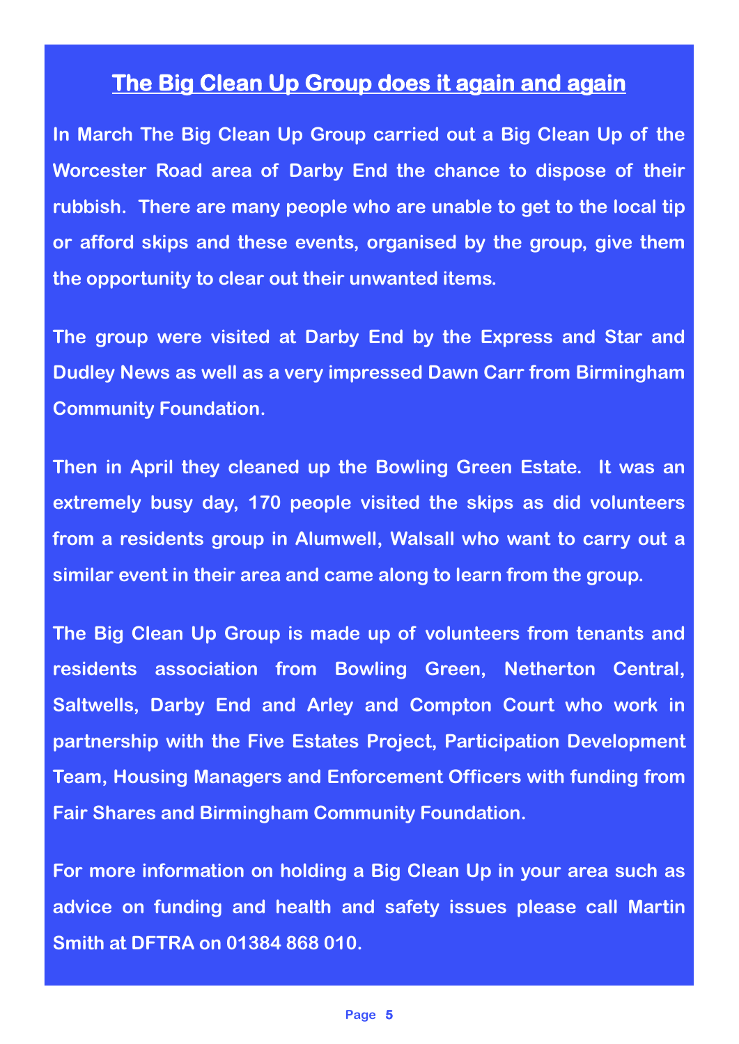## The Big Clean Up Group does it again and again

In March The Big Clean Up Group carried out a Big Clean Up of the Worcester Road area of Darby End the chance to dispose of their rubbish. There are many people who are unable to get to the local tip or afford skips and these events, organised by the group, give them the opportunity to clear out their unwanted items.

The group were visited at Darby End by the Express and Star and Dudley News as well as a very impressed Dawn Carr from Birmingham Community Foundation.

Then in April they cleaned up the Bowling Green Estate. It was an extremely busy day, 170 people visited the skips as did volunteers from a residents group in Alumwell, Walsall who want to carry out a similar event in their area and came along to learn from the group.

The Big Clean Up Group is made up of volunteers from tenants and residents association from Bowling Green, Netherton Central, Saltwells, Darby End and Arley and Compton Court who work in partnership with the Five Estates Project, Participation Development Team, Housing Managers and Enforcement Officers with funding from Fair Shares and Birmingham Community Foundation.

For more information on holding a Big Clean Up in your area such as advice on funding and health and safety issues please call Martin Smith at DFTRA on 01384 868 010.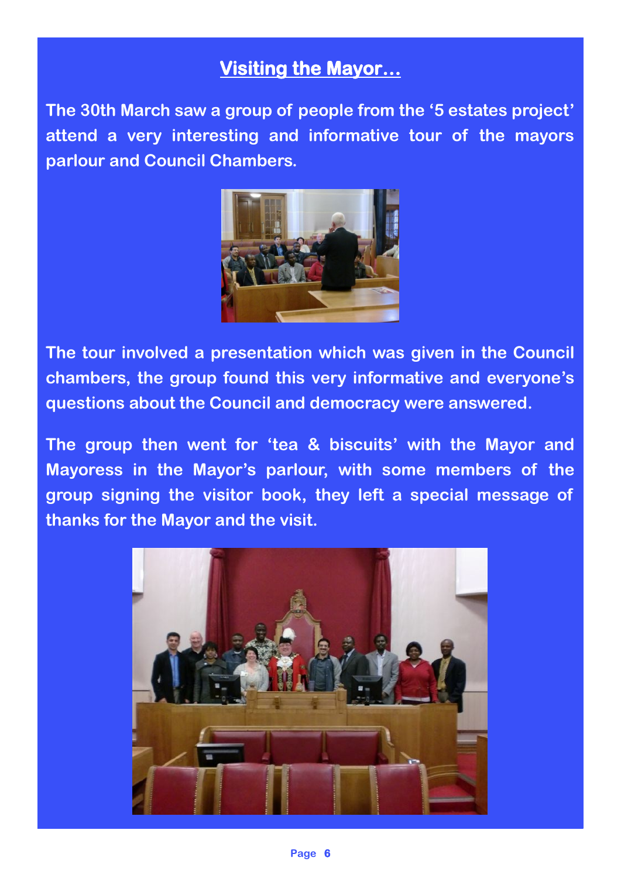## Visiting the Mayor…

**The 30th March saw a group of people from the '5 estates project' attend a very interesting and informative tour of the mayors parlour and Council Chambers.**

**The tour involved a presentation which was given in the Council chambers, the group found this very informative and everyone's questions about the Council and democracy were answered.**

**The group then went for 'tea & biscuits' with the Mayor and Mayoress in the Mayor's parlour, with some members of the group signing the visitor book, they left a special message of thanks for the Mayor and the visit.**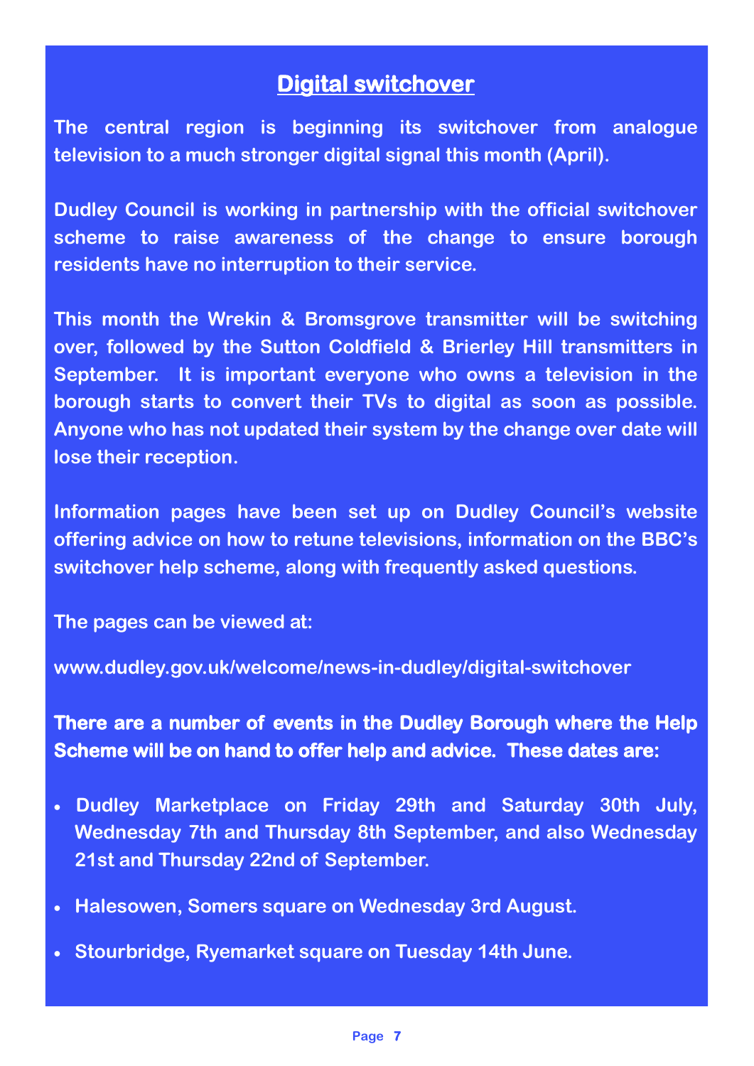## Digital switchover

The central region is beginning its switchover from analogue television to a much stronger digital signal this month (April).

Dudley Council is working in partnership with the official switchover scheme to raise awareness of the change to ensure borough residents have no interruption to their service.

This month the Wrekin & Bromsgrove transmitter will be switching over, followed by the Sutton Coldfield & Brierley Hill transmitters in September. It is important everyone who owns a television in the borough starts to convert their TVs to digital as soon as possible. Anyone who has not updated their system by the change over date will lose their reception.

Information pages have been set up on Dudley Council's website offering advice on how to retune televisions, information on the BBC's switchover help scheme, along with frequently asked questions.

The pages can be viewed at:

www.dudley.gov.uk/welcome/news-in-dudley/digital-switchover

**There are a number of events in the Dudley Borough where the Help Scheme will be on hand to offer help and advice. These dates are:**

- Dudley Marketplace on Friday 29th and Saturday 30th July, Wednesday 7th and Thursday 8th September, and also Wednesday 21st and Thursday 22nd of September.
- Halesowen, Somers square on Wednesday 3rd August.
- Stourbridge, Ryemarket square on Tuesday 14th June.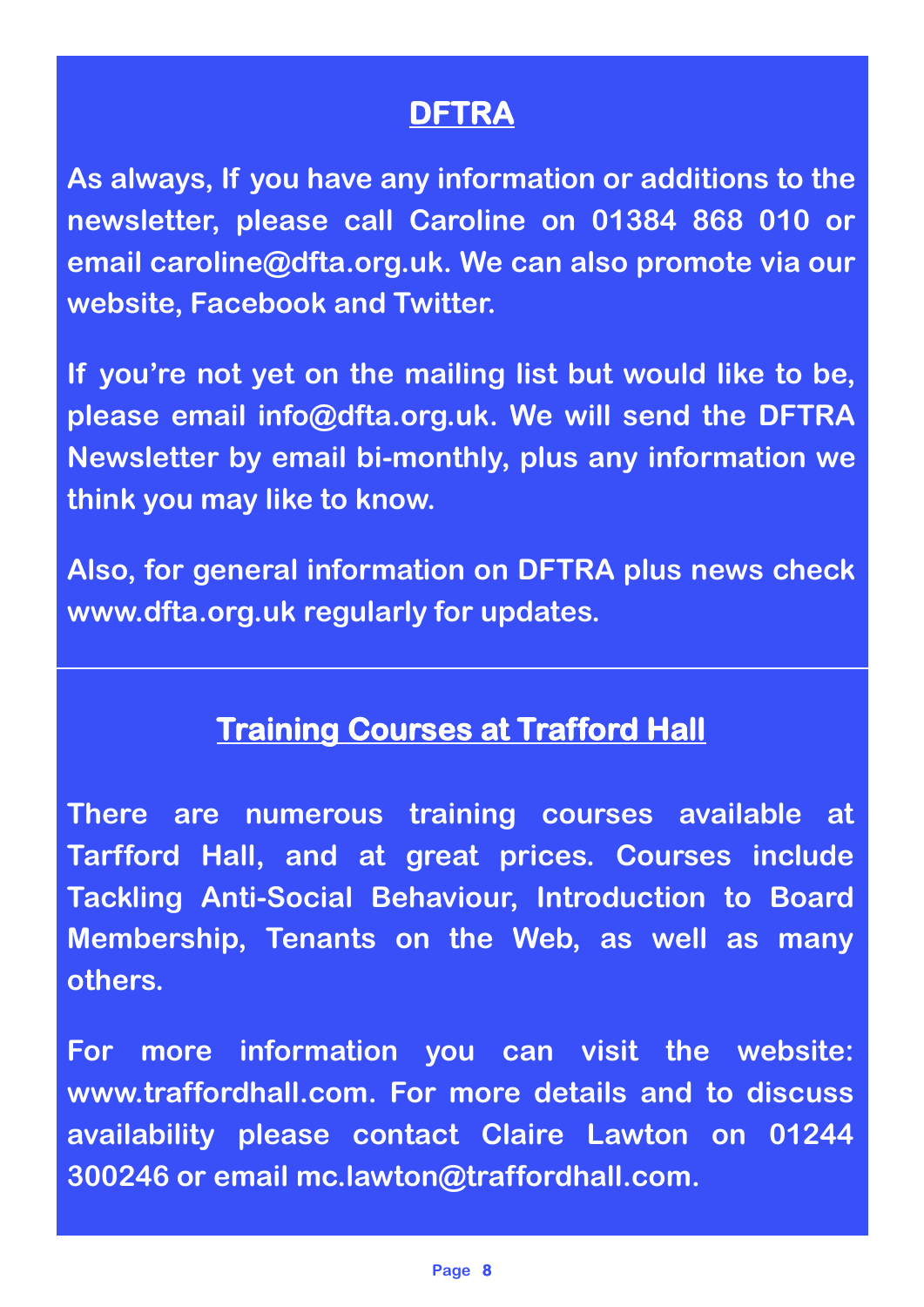## DFTRA

**As always, If you have any information or additions to the newsletter, please call Caroline on 01384 868 010 or email caroline@dfta.org.uk. We can also promote via our website, Facebook and Twitter.**

**If you're not yet on the mailing list but would like to be, please email info@dfta.org.uk. We will send the DFTRA Newsletter by email bi-monthly, plus any information we think you may like to know.**

**Also, for general information on DFTRA plus news check www.dfta.org.uk regularly for updates.**

## Training Courses at Trafford Hall

**There are numerous training courses available at Tarfford Hall, and at great prices. Courses include Tackling Anti-Social Behaviour, Introduction to Board Membership, Tenants on the Web, as well as many others.**

**For more information you can visit the website: www.traffordhall.com. For more details and to discuss availability please contact Claire Lawton on 01244 300246 or email mc.lawton@traffordhall.com.**